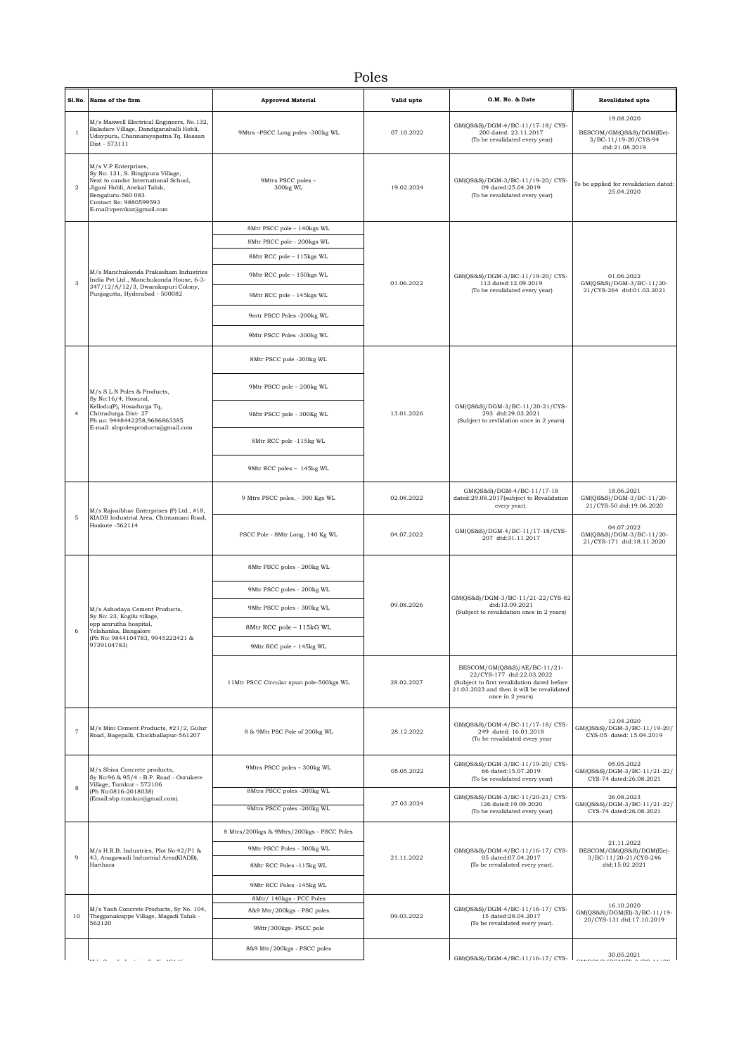# Poles

| Sl.No. | Name of the firm | Approved Material | Valid upto | O.M. No. & Date | Revalidated upto |
|---|---|---|---|---|---|
| 1 | M/s Maxwell Electrical Engineers, No.132, Baladare Village, Dandiganahalli Hobli, Udaypura, Channarayapatna Tq. Hassan Dist - 573111 | 9Mtrs –PSCC Long poles -300kg WL | 07.10.2022 | GM(QS&S)/DGM-4/BC-11/17-18/ CYS-200 dated: 23.11.2017 (To be revalidated every year) | 19.08.2020 BESCOM/GM(QS&S)/DGM(Ele)-3/BC-11/19-20/CYS-94 dtd:21.08.2019 |
| 2 | M/s V.P Enterprises, Sy No: 131, S. Bingipura Village, Next to candor International School, Jigani Hobli, Anekal Taluk, Bengaluru-560 083. Contact No: 9880599593 E-mail:vpentkar@gmail.com | 9Mtrs PSCC poles – 300kg WL | 19.02.2024 | GM(QS&S)/DGM-3/BC-11/19-20/ CYS-09 dated:25.04.2019 (To be revalidated every year) | To be applied for revalidation dated: 25.04.2020 |
| 3 | M/s Manchukonda Prakasham Industries India Pvt Ltd., Manchukonda House, 6-3-347/12/A/12/3, Dwarakapuri Colony, Punjagutta, Hyderabad - 500082 | 8Mtr PSCC pole – 140kgs WL<br>8Mtr PSCC pole - 200kgs WL<br>8Mtr RCC pole – 115kgs WL<br>9Mtr RCC pole – 150kgs WL<br>9Mtr RCC pole - 145kgs WL<br>9mtr PSCC Poles -200kg WL<br>9Mtr PSCC Poles -300kg WL | 01.06.2022 | GM(QS&S)/DGM-3/BC-11/19-20/ CYS-113 dated:12.09.2019 (To be revalidated every year) | 01.06.2022 GM(QS&S)/DGM-3/BC-11/20-21/CYS-264 dtd:01.03.2021 |
| 4 | M/s S.L.N Poles & Products, Sy No:16/4, Hosural, Kellodu(P), Hosadurga Tq, Chitradurga Dist- 27 Ph no: 9448442258,9686863385 E-mail: slnpolesproducts@gmail.com | 8Mtr PSCC pole -200kg WL<br>9Mtr PSCC pole – 200kg WL<br>9Mtr PSCC pole - 300Kg WL<br>8Mtr RCC pole -115kg WL<br>9Mtr RCC poles – 145kg WL | 13.01.2026 | GM(QS&S)/DGM-3/BC-11/20-21/CYS-293 dtd:29.03.2021 (Subject to revlidation once in 2 years) | |
| 5 | M/s Rajvaibhav Enterprises (P) Ltd., #18, KIADB Industrial Area, Chintamani Road, Hoskote -562114 | 9 Mtrs PSCC poles, - 300 Kgs WL | 02.08.2022 | GM(QS&S)/DGM-4/BC-11/17-18 dated:29.08.2017(subject to Revalidation every year). | 18.06.2021 GM(QS&S)/DGM-3/BC-11/20-21/CYS-50 dtd:19.06.2020 |
| | | PSCC Pole - 8Mtr Long, 140 Kg WL | 04.07.2022 | GM(QS&S)/DGM-4/BC-11/17-18/CYS-207 dtd:31.11.2017 | 04.07.2022 GM(QS&S)/DGM-3/BC-11/20-21/CYS-171 dtd:18.11.2020 |
| 6 | M/s Ashodaya Cement Products, Sy No: 23, Kogilu village, opp amrutha hospital, Yelahanka, Bangalore (Ph No: 9844104783, 9945222421 & 9739104783) | 8Mtr PSCC poles - 200kg WL<br>9Mtr PSCC poles - 200kg WL<br>9Mtr PSCC poles - 300kg WL<br>8Mtr RCC pole – 115kG WL<br>9Mtr RCC pole – 145kg WL | 09.08.2026 | GM(QS&S)/DGM-3/BC-11/21-22/CYS-82 dtd:13.09.2021 (Subject to revalidation once in 2 years) | |
| | | 11Mtr PSCC Circular spun pole-500kgs WL | 28.02.2027 | BESCOM/GM(QS&S)/AE/BC-11/21-22/CYS-177 dtd:22.03.2022 (Subject to first revalidation dated before 21.03.2023 and then it will be revalidated once in 2 years) | |
| 7 | M/s Mini Cement Products, #21/2, Gulur Road, Bagepalli, Chickballapur-561207 | 8 & 9Mtr PSC Pole of 200kg WL | 28.12.2022 | GM(QS&S)/DGM-4/BC-11/17-18/ CYS-249 dated: 16.01.2018 (To be revalidated every year | 12.04.2020 GM(QS&S)/DGM-3/BC-11/19-20/ CYS-05 dated: 15.04.2019 |
| 8 | M/s Shiva Concrete products, Sy No:96 & 95/4 - B.P. Road - Oorukere Village, Tumkur - 572106 (Ph No:0816-2018038) (Email:sbp.tumkur@gmail.com). | 9Mtrs PSCC poles – 300kg WL | 05.05.2022 | GM(QS&S)/DGM-3/BC-11/19-20/ CYS-66 dated:15.07.2019 (To be revalidated every year) | 05.05.2022 GM(QS&S)/DGM-3/BC-11/21-22/ CYS-74 dated:26.08.2021 |
| | | 8Mtrs PSCC poles -200kg WL<br>9Mtrs PSCC poles -200kg WL | 27.03.2024 | GM(QS&S)/DGM-3/BC-11/20-21/ CYS-126 dated:19.09.2020 (To be revalidated every year) | 26.08.2023 GM(QS&S)/DGM-3/BC-11/21-22/ CYS-74 dated:26.08.2021 |
| 9 | M/s H.R.B. Industries, Plot No:42/P1 & 43, Anagawadi Industrial Area(KIADB), Harihara | 8 Mtrs/200kgs & 9Mtrs/200kgs - PSCC Poles<br>9Mtr PSCC Poles - 300kg WL<br>8Mtr RCC Poles -115kg WL<br>9Mtr RCC Poles -145kg WL | 21.11.2022 | GM(QS&S)/DGM-4/BC-11/16-17/ CYS-05 dated:07.04.2017 (To be revalidated every year). | 21.11.2022 BESCOM/GM(QS&S)/DGM(Ele)-3/BC-11/20-21/CYS-246 dtd:15.02.2021 |
| 10 | M/s Yash Concrete Products, Sy No. 104, Thegganakuppe Village, Magadi Taluk - 562120 | 8Mtr/ 140kgs - PCC Poles<br>8&9 Mtr/200kgs - PSC poles<br>9Mtr/300kgs- PSCC pole | 09.03.2022 | GM(QS&S)/DGM-4/BC-11/16-17/ CYS-15 dated:28.04.2017 (To be revalidated every year). | 16.10.2020 GM(QS&S)/DGM(El)-3/BC-11/19-20/CYS-131 dtd:17.10.2019 |
| | | 8&9 Mtr/200kgs - PSCC poles | | GM(QS&S)/DGM-4/BC-11/16-17/ CYS- | 30.05.2021 |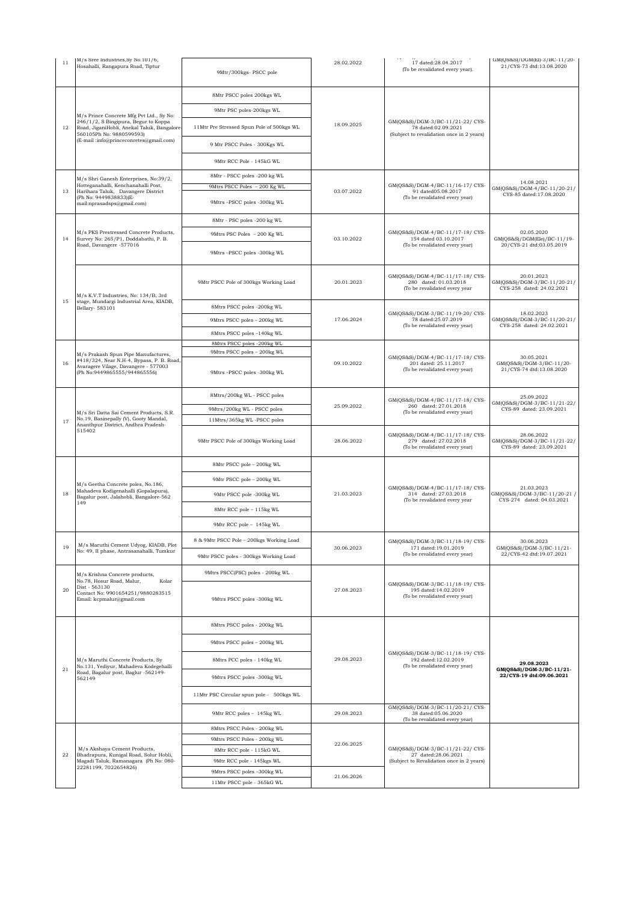| 11 | M/s Sree Industries,Sy No.101/6, Hosahalli, Rangapura Road, Tiptur | 9Mtr/300kgs- PSCC pole | 28.02.2022 | 17 dated:28.04.2017 (To be revalidated every year). | GM(QS&S)/DGM(El)-3/BC-11/20-21/CYS-73 dtd:13.08.2020 |
|---|---|---|---|---|---|
| 12 | M/s Prince Concrete Mfg Pvt Ltd., Sy No: 246/1/2, S Bingipura, Begur to Koppa Road, JiganiHobli, Anekal Taluk, Bangalore-560105Ph No: 9880599593) (E-mail :info@princeconretes@gmail.com) | 8Mtr PSCC poles 200kgs WL | 18.09.2025 | GM(QS&S)/DGM-3/BC-11/21-22/ CYS-78 dated:02.09.2021 (Subject to revalidation once in 2 years) | |
| | | 9Mtr PSC poles-200kgs WL | | | |
| | | 11Mtr Pre Stressed Spun Pole of 500kgs WL | | | |
| | | 9 Mtr PSCC Poles - 300Kgs WL | | | |
| | | 9Mtr RCC Pole - 145kG WL | | | |
| 13 | M/s Shri Ganesh Enterprises, No:39/2, Hotteganahalli, Kenchanahalli Post, Harihara Taluk, Davangere District (Ph No: 9449838833)(E-mail:nprasadsps@gmail.com) | 8Mtr - PSCC poles -200 kg WL | 03.07.2022 | GM(QS&S)/DGM-4/BC-11/16-17/ CYS-91 dated05.08.2017 (To be revalidated every year) | 14.08.2021 GM(QS&S)/DGM-4/BC-11/20-21/ CYS-85 dated:17.08.2020 |
| | | 9Mtrs PSCC Poles – 200 Kg WL | | | |
| | | 9Mtrs –PSCC poles -300kg WL | | | |
| 14 | M/s PKS Prestressed Concrete Products, Survey No: 265/P1, Doddabathi, P. B. Road, Davangere -577016 | 8Mtr - PSC poles -200 kg WL | 03.10.2022 | GM(QS&S)/DGM-4/BC-11/17-18/ CYS-154 dated 03.10.2017 (To be revalidated every year) | 02.05.2020 GM(QS&S)/DGM(Ele)/BC-11/19-20/CYS-21 dtd:03.05.2019 |
| | | 9Mtrs PSC Poles – 200 Kg WL | | | |
| | | 9Mtrs –PSCC poles -300kg WL | | | |
| 15 | M/s K.V.T Industries, No: 134/B, 3rd stage, Mundargi Industrial Area, KIADB, Bellary- 583101 | 9Mtr PSCC Pole of 300kgs Working Load | 20.01.2023 | GM(QS&S)/DGM-4/BC-11/17-18/ CYS-280 dated: 01.03.2018 (To be revalidated every year | 20.01.2023 GM(QS&S)/DGM-3/BC-11/20-21/ CYS-258 dated: 24.02.2021 |
| | | 8Mtrs PSCC poles -200kg WL | 17.06.2024 | GM(QS&S)/DGM-3/BC-11/19-20/ CYS-78 dated:25.07.2019 (To be revalidated every year) | 18.02.2023 GM(QS&S)/DGM-3/BC-11/20-21/ CYS-258 dated: 24.02.2021 |
| | | 9Mtrs PSCC poles – 200kg WL | | | |
| | | 8Mtrs PSCC poles –140kg WL | | | |
| 16 | M/s Prakash Spun Pipe Manufactures, #418/324, Near N.H-4, Bypass, P. B. Road, Avaragere Vilage, Davangere - 577003 (Ph No:9449865555/944865556) | 8Mtrs PSCC poles -200kg WL | 09.10.2022 | GM(QS&S)/DGM-4/BC-11/17-18/ CYS-201 dated: 25.11.2017 (To be revalidated every year) | 30.05.2021 GM(QS&S)/DGM-3/BC-11/20-21/CYS-74 dtd:13.08.2020 |
| | | 9Mtrs PSCC poles – 200kg WL | | | |
| | | 9Mtrs –PSCC poles -300kg WL | | | |
| 17 | M/s Sri Datta Sai Cement Products, S.R. No.19, Basinepally (V), Gooty Mandal, Ananthpur District, Andhra Pradesh-515402 | 8Mtrs/200kg WL - PSCC poles | 25.09.2022 | GM(QS&S)/DGM-4/BC-11/17-18/ CYS-260 dated: 27.01.2018 (To be revalidated every year) | 25.09.2022 GM(QS&S)/DGM-3/BC-11/21-22/ CYS-89 dated: 23.09.2021 |
| | | 9Mtrs/200kg WL - PSCC poles | | | |
| | | 11Mtrs/365kg WL -PSCC poles | | | |
| | | 9Mtr PSCC Pole of 300kgs Working Load | 28.06.2022 | GM(QS&S)/DGM-4/BC-11/17-18/ CYS-279 dated: 27.02.2018 (To be revalidated every year) | 28.06.2022 GM(QS&S)/DGM-3/BC-11/21-22/ CYS-89 dated: 23.09.2021 |
| 18 | M/s Geetha Concrete poles, No.186, Mahadeva Kodigenahalli (Gopalapura), Bagalur post, Jalahobli, Bangalore-562 149 | 8Mtr PSCC pole – 200kg WL | 21.03.2023 | GM(QS&S)/DGM-4/BC-11/17-18/ CYS-314 dated: 27.03.2018 (To be revalidated every year | 21.03.2023 GM(QS&S)/DGM-3/BC-11/20-21 / CYS-274 dated: 04.03.2021 |
| | | 9Mtr PSCC pole – 200kg WL | | | |
| | | 9Mtr PSCC pole -300kg WL | | | |
| | | 8Mtr RCC pole – 115kg WL | | | |
| | | 9Mtr RCC pole – 145kg WL | | | |
| 19 | M/s Maruthi Cement Udyog, KIADB, Plot No: 49, II phase, Antrasanahalli, Tumkur | 8 & 9Mtr PSCC Pole – 200kgs Working Load | 30.06.2023 | GM(QS&S)/DGM-3/BC-11/18-19/ CYS-171 dated:19.01.2019 (To be revalidated every year) | 30.06.2023 GM(QS&S)/DGM-3/BC-11/21-22/CYS-42 dtd:19.07.2021 |
| | | 9Mtr PSCC poles - 300kgs Working Load | | | |
| 20 | M/s Krishna Concrete products, No.78, Hosur Road, Malur, Kolar Dist - 563130 Contact No: 9901654251/9880283515 Email: kcpmalur@gmail.com | 9Mtrs PSCC(PSC) poles - 200kg WL | 27.08.2023 | GM(QS&S)/DGM-3/BC-11/18-19/ CYS-195 dated:14.02.2019 (To be revalidated every year) | |
| | | 9Mtrs PSCC poles -300kg WL | | | |
| 21 | M/s Maruthi Concrete Products, Sy No.131, Yediyur, Mahadeva Kodegehalli Road, Bagalur post, Baglur -562149-562149 | 8Mtrs PSCC poles - 200kg WL | 29.08.2023 | GM(QS&S)/DGM-3/BC-11/18-19/ CYS-192 dated:12.02.2019 (To be revalidated every year) | **29.08.2023 GM(QS&S)/DGM-3/BC-11/21-22/CYS-19 dtd:09.06.2021** |
| | | 9Mtrs PSCC poles – 200kg WL | | | |
| | | 8Mtrs PCC poles - 140kg WL | | | |
| | | 9Mtrs PSCC poles -300kg WL | | | |
| | | 11Mtr PSC Circular spun pole - 500kgs WL | | | |
| | | 9Mtr RCC poles – 145kg WL | 29.08.2023 | GM(QS&S)/DGM-3/BC-11/20-21/ CYS-38 dated:05.06.2020 (To be revalidated every year) | |
| 22 | M/s Akshaya Cement Products, Bhadrapura, Kunigal Road, Solur Hobli, Magadi Taluk, Ramanagara (Ph No: 080-22281199, 7022654826) | 8Mtrs PSCC Poles - 200kg WL | 22.06.2025 | GM(QS&S)/DGM-3/BC-11/21-22/ CYS-27 dated:28.06.2021 (Subject to Revalidation once in 2 years) | |
| | | 9Mtrs PSCC Poles - 200kg WL | | | |
| | | 8Mtr RCC pole - 115kG WL | | | |
| | | 9Mtr RCC pole - 145kgs WL | | | |
| | | 9Mtrs PSCC poles –300kg WL | 21.06.2026 | | |
| | | 11Mtr PSCC pole - 365kG WL | | | |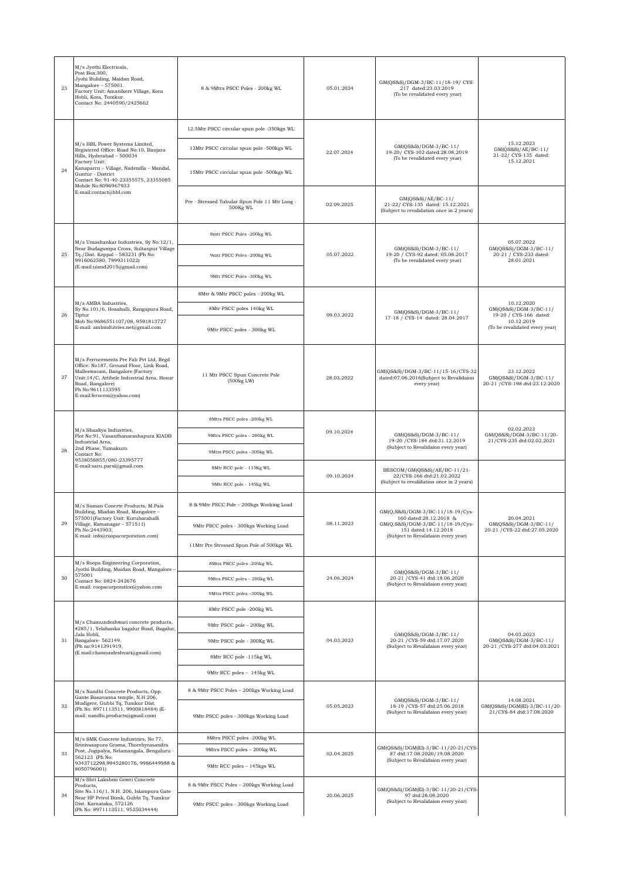| 23 | M/s Jyothi Electricals, Post Box.300, Jyohi Buliding, Maidan Road, Mangalore – 575001. Factory Unit: Amanikere Village, Kora Hobli, Kora, Tumkur. Contact No: 2440590/2425662 | 8 & 9Mtrs PSCC Poles - 200kg WL | 05.01.2024 | GM(QS&S)/DGM-3/BC-11/18-19/ CYS-217 dated:23.03.2019 (To be revalidated every year) | |
|---|---|---|---|---|---|
| 24 | M/s HBL Power Systems Limited, Registered Office: Road No:10, Banjara Hills, Hyderabad – 500034 Factory Unit: Kanaparru – Village, Nadendla – Mandal, Guntur - District Contact No: 91-40-23355575, 23355085 Mobile No:8096967933 E-mail:contact@hbl.com | 12.5Mtr PSCC circular spun pole -350kgs WL | 22.07.2024 | GM(QS&S)/DGM-3/BC-11/ 19-20/ CYS-102 dated:28.08.2019 (To be revalidated every year) | 15.12.2023 GM(QS&S)/AE/BC-11/ 21-22/ CYS-135 dated: 15.12.2021 |
| | | 13Mtr PSCC circular spun pole -500kgs WL | | | |
| | | 15Mtr PSCC circular spun pole -500kgs WL | | | |
| | | Pre - Stressed Tubular Spun Pole 11 Mtr Long - 500Kg WL | 02.09.2025 | GM(QS&S)/AE/BC-11/ 21-22/ CYS-135 dated: 15.12.2021 (Subject to revalidation once in 2 years) | |
| 25 | M/s Umashankar Industries, Sy No:12/1, Near Budagumpa Cross, Sultanpur Village Tq./Dist. Koppal – 583231 (Ph No: 9916062580, 7899311022) (E-mail:uisnd2015@gmail.com) | 8mtr PSCC Poles -200kg WL | 05.07.2022 | GM(QS&S)/DGM-3/BC-11/ 19-20 / CYS-92 dated: 05.08.2017 (To be revalidated every year) | 05.07.2022 GM(QS&S)/DGM-3/BC-11/ 20-21 / CYS-233 dated: 28.01.2021 |
| | | 9mtr PSCC Poles -200kg WL | | | |
| | | 9Mtr PSCC Poles -300kg WL | | | |
| 26 | M/s AMBA Industries, Sy No.101/6, Hosahalli, Rangapura Road, Tiptur Mob No:9686551107/08, 9591813727 E-mail: ambindutries.net@gmail.com | 8Mtr & 9Mtr PSCC poles - 200kg WL | 09.03.2022 | GM(QS&S)/DGM-3/BC-11/ 17-18 / CYS-14 dated: 28.04.2017 | 10.12.2020 GM(QS&S)/DGM-3/BC-11/ 19-20 / CYS-166 dated: 10.12.2019 (To be revalidated every year) |
| | | 8Mtr PSCC poles 140kg WL | | | |
| | | 9Mtr PSCC poles - 300kg WL | | | |
| 27 | M/s Ferrocements Pre Fab Pvt Ltd, Regd Office: No187, Ground Floor, Link Road, Malleswaram, Bangalore (Factory Unit:14/C, Attibele Industrial Area, Hosur Road, Bangalore) Ph No:9611133595 E-mail:ferocem@yahoo.com) | 11 Mtr PSCC Spun Concrete Pole (500kg LW) | 28.03.2022 | GM(QS&S)/DGM-3/BC-11/15-16/CYS-32 dated:07.06.2016(Subject to Revalidaion every year) | 23.12.2022 GM(QS&S)/DGM-3/BC-11/ 20-21 /CYS-198 dtd:23.12.2020 |
| 28 | M/s Shaakya Industries, Plot No:91, Vasanthanarashapura KIADB Industrial Area, 2nd Phase, Tumakuru Contact No: 9538058855/080-23395777 E-mail:saru.parsi@gmail.com | 8Mtrs PSCC poles -200kg WL | 09.10.2024 | GM(QS&S)/DGM-3/BC-11/ 19-20 /CYS-184 dtd:31.12.2019 (Subject to Revalidaion every year) | 02.02.2023 GM(QS&S)/DGM-3/BC-11/20-21/CYS-235 dtd:02.02.2021 |
| | | 9Mtrs PSCC poles – 200kg WL | | | |
| | | 9Mtrs PSCC poles –300kg WL | | | |
| | | 8Mtr RCC pole - 115Kg WL | 09.10.2024 | BESCOM/GM(QS&S)/AE/BC-11/21-22/CYS-166 dtd:21.02.2022 (Subject to revalidation once in 2 years) | |
| | | 9Mtr RCC pole - 145kg WL | | | |
| 29 | M/s Suman Concrte Products, M.Pais Building, Miadan Road, Mangalore – 575001(Factory Unit: Kurubarahalli Village, Ramanagar – 571511) Ph No:2443903, E-mail: info@roopacorporation.com) | 8 & 9Mtr PSCC Pole – 200kgs Working Load | 08.11.2023 | GM(Q,S&S)/DGM-3/BC-11/18-19/Cys-160 dated:28.12.2018 & GM(Q,S&S)/DGM-3/BC-11/18-19/Cys-151 dated:14.12.2018 (Subject to Revalidaion every year) | 20.04.2021 GM(QS&S)/DGM-3/BC-11/ 20-21 /CYS-22 dtd:27.05.2020 |
| | | 9Mtr PSCC poles - 300kgs Working Load | | | |
| | | 11Mtr Pre Stressed Spun Pole of 500kgs WL | | | |
| 30 | M/s Roopa Engineering Corporation, Jyothi Building, Maidan Road, Mangalore – 575001 Contact No: 0824-242676 E-mail: roopacorporation@yahoo.com | 8Mtrs PSCC poles -200kg WL | 24.06.2024 | GM(QS&S)/DGM-3/BC-11/ 20-21 /CYS-41 dtd:18.06.2020 (Subject to Revalidaion every year) | |
| | | 9Mtrs PSCC poles – 200kg WL | | | |
| | | 9Mtrs PSCC poles –300kg WL | | | |
| 31 | M/s Chamundeshwari concrete products, #285/1, Yelahanka bagalur Road, Bagalur, Jala Hobli, Bangalore- 562149. (Ph no:9141391919, (E mail:chamundeshvari@gmail.com) | 8Mtr PSCC pole -200kg WL | 04.03.2023 | GM(QS&S)/DGM-3/BC-11/ 20-21 /CYS-59 dtd:17.07.2020 (Subject to Revalidaion every year) | 04.03.2023 GM(QS&S)/DGM-3/BC-11/ 20-21 /CYS-277 dtd:04.03.2021 |
| | | 9Mtr PSCC pole – 200kg WL | | | |
| | | 9Mtr PSCC pole - 300Kg WL | | | |
| | | 8Mtr RCC pole -115kg WL | | | |
| | | 9Mtr RCC poles – 145kg WL | | | |
| 32 | M/s Nandhi Concrete Products, Opp. Gante Basavanna temple, N.H 206, Mudigere, Gubbi Tq, Tumkur Dist. (Ph No: 8971113511, 9900818484) (E-mail: nandhi.products@gmail.com) | 8 & 9Mtr PSCC Poles – 200kgs Working Load | 05.05.2023 | GM(QS&S)/DGM-3/BC-11/ 18-19 /CYS-57 dtd:25.06.2018 (Subject to Revalidaion every year) | 14.08.2021 GM(QS&S)/DGM(El)-3/BC-11/20-21/CYS-84 dtd:17.08.2020 |
| | | 9Mtr PSCC poles - 300kgs Working Load | | | |
| 33 | M/s SMK Concrete Industries, No 77, Srinivasapura Grama, Thorebyrasandra Post, Jogipalya, Nelamangala, Bengaluru - 562123 (Ph No: 9343712298,9945280176, 9986449988 & 8050796001) | 8Mtrs PSCC poles -200kg WL | 03.04.2025 | GM(QS&S)/DGM(El)-3/BC-11/20-21/CYS-87 dtd:17.08.2020/19.08.2020 (Subject to Revalidaion every year) | |
| | | 9Mtrs PSCC poles – 200kg WL | | | |
| | | 9Mtr RCC poles – 145kgs WL | | | |
| 34 | M/s Shri Lakshmi Gowri Concrete Products, Site No.116/1, N.H. 206, Islampura Gate Near HP Petrol Bunk, Gubbi Tq, Tumkur Dist. Karnataka, 572126 (Ph No: 8971113511, 9535034444) | 8 & 9Mtr PSCC Poles – 200kgs Working Load | 20.06.2025 | GM(QS&S)/DGM(El)-3/BC-11/20-21/CYS-97 dtd:28.08.2020 (Subject to Revalidaion every year) | |
| | | 9Mtr PSCC poles - 300kgs Working Load | | | |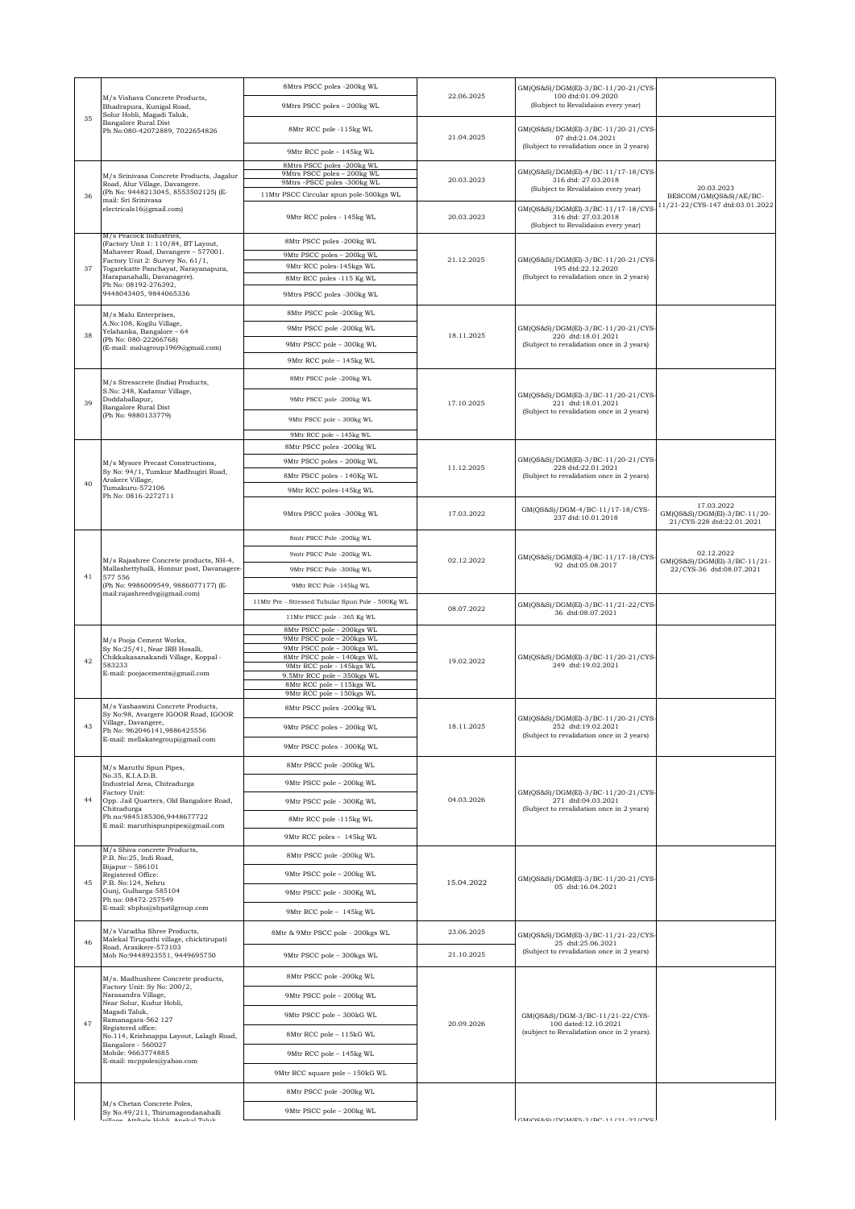| 35 | M/s Vishava Concrete Products, Bhadrapura, Kunigal Road, Solur Hobli, Magadi Taluk, Bangalore Rural Dist Ph No:080-42072889, 7022654826 | 8Mtrs PSCC poles -200kg WL | 22.06.2025 | GM(QS&S)/DGM(El)-3/BC-11/20-21/CYS-100 dtd:01.09.2020 (Subject to Revalidaion every year) | |
|---|---|---|---|---|---|
| | | 9Mtrs PSCC poles – 200kg WL | | | |
| | | 8Mtr RCC pole -115kg WL | 21.04.2025 | GM(QS&S)/DGM(El)-3/BC-11/20-21/CYS-07 dtd:21.04.2021 (Subject to revalidation once in 2 years) | |
| | | 9Mtr RCC pole – 145kg WL | | | |
| 36 | M/s Srinivasa Concrete Products, Jagalur Road, Alur Village, Davangere. (Ph No: 9448213045, 8553502125) (E-mail: Sri Srinivasa electricals16@gmail.com) | 8Mtrs PSCC poles -200kg WL<br>9Mtrs PSCC poles – 200kg WL<br>9Mtrs –PSCC poles -300kg WL | 20.03.2023 | GM(QS&S)/DGM(El)-4/BC-11/17-18/CYS-316 dtd: 27.03.2018 (Subject to Revalidaion every year) | 20.03.2023 BESCOM/GM(QS&S)/AE/BC-11/21-22/CYS-147 dtd:03.01.2022 |
| | | 11Mtr PSCC Circular spun pole-500kgs WL | | | |
| | | 9Mtr RCC poles - 145kg WL | 20.03.2023 | GM(QS&S)/DGM(El)-3/BC-11/17-18/CYS-316 dtd: 27.03.2018 (Subject to Revalidaion every year) | |
| 37 | M/s Peacock Industries, (Factory Unit 1: 110/84, BT Layout, Mahaveer Road, Davangere – 577001. Factory Unit 2: Survey No. 61/1, Togarekatte Panchayat, Narayanapura, Harapanahalli, Davanagere). Ph No: 08192-276392, 9448043405, 9844065336 | 8Mtr PSCC poles -200kg WL | 21.12.2025 | GM(QS&S)/DGM(El)-3/BC-11/20-21/CYS-195 dtd:22.12.2020 (Subject to revalidation once in 2 years) | |
| | | 9Mtr PSCC poles – 200kg WL | | | |
| | | 9Mtr RCC poles-145kgs WL | | | |
| | | 8Mtr RCC poles -115 Kg WL | | | |
| | | 9Mtrs PSCC poles -300kg WL | | | |
| 38 | M/s Malu Enterprises, A.No:108, Kogilu Village, Yelahanka, Bangalore – 64 (Ph No: 080-22266768) (E-mail: malugroup1969@gmail.com) | 8Mtr PSCC pole -200kg WL | 18.11.2025 | GM(QS&S)/DGM(El)-3/BC-11/20-21/CYS-220 dtd:18.01.2021 (Subject to revalidation once in 2 years) | |
| | | 9Mtr PSCC pole -200kg WL | | | |
| | | 9Mtr PSCC pole – 300kg WL | | | |
| | | 9Mtr RCC pole – 145kg WL | | | |
| 39 | M/s Stresscrete (India) Products, S.No: 248, Kadanur Village, Doddaballapur, Bangalore Rural Dist (Ph No: 9880133779) | 8Mtr PSCC pole -200kg WL | 17.10.2025 | GM(QS&S)/DGM(El)-3/BC-11/20-21/CYS-221 dtd:18.01.2021 (Subject to revalidation once in 2 years) | |
| | | 9Mtr PSCC pole -200kg WL | | | |
| | | 9Mtr PSCC pole – 300kg WL | | | |
| | | 9Mtr RCC pole – 145kg WL | | | |
| 40 | M/s Mysore Precast Constructions, Sy No: 94/1, Tumkur Madhugiri Road, Arakere Village, Tumakuru-572106 Ph No: 0816-2272711 | 8Mtr PSCC poles -200kg WL | 11.12.2025 | GM(QS&S)/DGM(El)-3/BC-11/20-21/CYS-228 dtd:22.01.2021 (Subject to revalidation once in 2 years) | |
| | | 9Mtr PSCC poles – 200kg WL | | | |
| | | 8Mtr RCC poles - 140Kg WL | | | |
| | | 9Mtr RCC poles-145kg WL | | | |
| | | 9Mtrs PSCC poles -300kg WL | 17.03.2022 | GM(QS&S)/DGM-4/BC-11/17-18/CYS-237 dtd:10.01.2018 | 17.03.2022 GM(QS&S)/DGM(El)-3/BC-11/20-21/CYS-228 dtd:22.01.2021 |
| 41 | M/s Rajashree Concrete products, NH-4, Mallashettyhalli, Honnur post, Davanagere-577 556 (Ph No: 9986009549, 9886077177) (E-mail:rajashreedvg@gmail.com) | 8mtr PSCC Pole -200kg WL | 02.12.2022 | GM(QS&S)/DGM(El)-4/BC-11/17-18/CYS-92 dtd:05.08.2017 | 02.12.2022 GM(QS&S)/DGM(El)-3/BC-11/21-22/CYS-36 dtd:08.07.2021 |
| | | 9mtr PSCC Pole -200kg WL | | | |
| | | 9Mtr PSCC Pole -300kg WL | | | |
| | | 9Mtr RCC Pole -145kg WL | | | |
| | | 11Mtr Pre - Stressed Tubular Spun Pole - 500Kg WL | 08.07.2022 | GM(QS&S)/DGM(El)-3/BC-11/21-22/CYS-36 dtd:08.07.2021 | |
| | | 11Mtr PSCC pole - 365 Kg WL | | | |
| 42 | M/s Pooja Cement Works, Sy No:25/41, Near IRB Hosalli, Chikkakasanakandi Village, Koppal - 583233 E-mail: poojacements@gmail.com | 8Mtr PSCC pole – 200kgs WL<br>9Mtr PSCC pole – 200kgs WL<br>9Mtr PSCC pole – 300kgs WL<br>8Mtr PSCC pole – 140kgs WL<br>9Mtr RCC pole - 145kgs WL<br>9.5Mtr RCC pole – 350kgs WL<br>8Mtr RCC pole – 115kgs WL<br>9Mtr RCC pole – 150kgs WL | 19.02.2022 | GM(QS&S)/DGM(El)-3/BC-11/20-21/CYS-249 dtd:19.02.2021 | |
| 43 | M/s Yashaswini Concrete Products, Sy No:98, Avargere IGOOR Road, IGOOR Village, Davangere, Ph No: 962046141,9886425556 E-mail: mellakategroup@gmail.com | 8Mtr PSCC poles -200kg WL | 18.11.2025 | GM(QS&S)/DGM(El)-3/BC-11/20-21/CYS-252 dtd:19.02.2021 (Subject to revalidation once in 2 years) | |
| | | 9Mtr PSCC poles – 200kg WL | | | |
| | | 9Mtr PSCC poles - 300Kg WL | | | |
| 44 | M/s Maruthi Spun Pipes, No.35, K.I.A.D.B. Industrial Area, Chitradurga Factory Unit: Opp. Jail Quarters, Old Bangalore Road, Chitradurga Ph no:9845185306,9448677722 E mail: maruthispunpipes@gmail.com | 8Mtr PSCC pole -200kg WL | 04.03.2026 | GM(QS&S)/DGM(El)-3/BC-11/20-21/CYS-271 dtd:04.03.2021 (Subject to revalidation once in 2 years) | |
| | | 9Mtr PSCC pole – 200kg WL | | | |
| | | 9Mtr PSCC pole - 300Kg WL | | | |
| | | 8Mtr RCC pole -115kg WL | | | |
| | | 9Mtr RCC poles – 145kg WL | | | |
| 45 | M/s Shiva concrete Products, P.B. No:25, Indi Road, Bijapur – 586101 Registered Office: P.B. No:124, Nehru Gunj, Gulbarga-585104 Ph no: 08472-257549 E-mail: sbpho@sbpatilgroup.com | 8Mtr PSCC pole -200kg WL | 15.04.2022 | GM(QS&S)/DGM(El)-3/BC-11/20-21/CYS-05 dtd:16.04.2021 | |
| | | 9Mtr PSCC pole – 200kg WL | | | |
| | | 9Mtr PSCC pole - 300Kg WL | | | |
| | | 9Mtr RCC pole – 145kg WL | | | |
| 46 | M/s Varadha Shree Products, Malekal Tirupathi village, chicktirupati Road, Arasikere-573103 Mob No:9448923551, 9449695750 | 8Mtr & 9Mtr PSCC pole - 200kgs WL | 23.06.2025 | GM(QS&S)/DGM(El)-3/BC-11/21-22/CYS-25 dtd:25.06.2021 (Subject to revalidation once in 2 years) | |
| | | 9Mtr PSCC pole – 300kgs WL | 21.10.2025 | | |
| 47 | M/s. Madhushree Concrete products, Factory Unit: Sy No: 200/2, Narasandra Village, Near Solur, Kudur Hobli, Magadi Taluk, Ramanagara-562 127 Registered office: No.114, Krishnappa Layout, Lalagh Road, Bangalore - 560027 Mobile: 9663774885 E-mail: mcppoles@yahoo.com | 8Mtr PSCC pole -200kg WL | 20.09.2026 | GM(QS&S)/DGM-3/BC-11/21-22/CYS-100 dated:12.10.2021 (subject to Revalidation once in 2 years). | |
| | | 9Mtr PSCC pole – 200kg WL | | | |
| | | 9Mtr PSCC pole – 300kG WL | | | |
| | | 8Mtr RCC pole – 115kG WL | | | |
| | | 9Mtr RCC pole – 145kg WL | | | |
| | | 9Mtr RCC square pole – 150kG WL | | | |
| | M/s Chetan Concrete Poles, Sy No.49/211, Thirumagondanahalli village, Attibele Hobli, Anekal Taluk | 8Mtr PSCC pole -200kg WL | | GM(QS&S)/DGM(El)-3/BC-11/21-22/CYS- | |
| | | 9Mtr PSCC pole – 200kg WL | | | |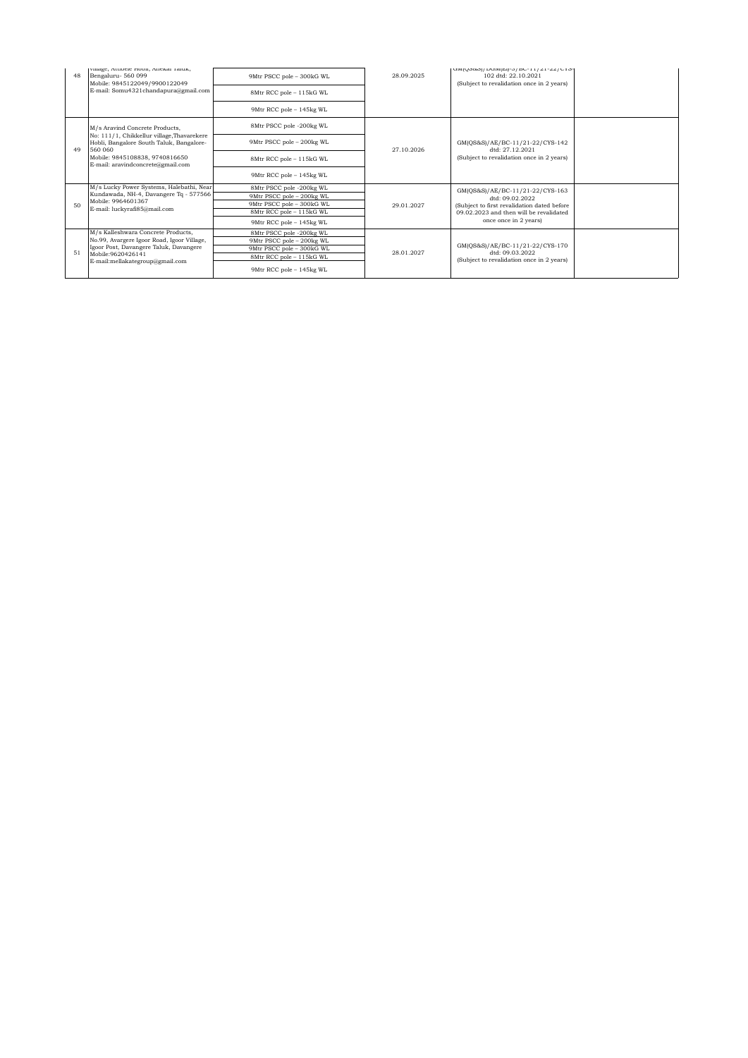| | | | | | |
|---|---|---|---|---|---|
| 48 | village, Attibele Hobli, Anekal Taluk, Bengaluru- 560 099 Mobile: 9845122049/9900122049 E-mail: Somu4321chandapura@gmail.com | 9Mtr PSCC pole – 300kG WL<br>8Mtr RCC pole – 115kG WL<br>9Mtr RCC pole – 145kg WL | 28.09.2025 | GM(QS&S)/DGM(El)-3/BC-11/21-22/CYS-102 dtd: 22.10.2021 (Subject to revalidation once in 2 years) | |
| 49 | M/s Aravind Concrete Products, No: 111/1, Chikkellur village,Thavarekere Hobli, Bangalore South Taluk, Bangalore-560 060 Mobile: 9845108838, 9740816650 E-mail: aravindconcrete@gmail.com | 8Mtr PSCC pole -200kg WL<br>9Mtr PSCC pole – 200kg WL<br>8Mtr RCC pole – 115kG WL<br>9Mtr RCC pole – 145kg WL | 27.10.2026 | GM(QS&S)/AE/BC-11/21-22/CYS-142 dtd: 27.12.2021 (Subject to revalidation once in 2 years) | |
| 50 | M/s Lucky Power Systems, Halebathi, Near Kundawada, NH-4, Davangere Tq - 577566 Mobile: 9964601367 E-mail: luckyrafi85@mail.com | 8Mtr PSCC pole -200kg WL<br>9Mtr PSCC pole – 200kg WL<br>9Mtr PSCC pole – 300kG WL<br>8Mtr RCC pole – 115kG WL<br>9Mtr RCC pole – 145kg WL | 29.01.2027 | GM(QS&S)/AE/BC-11/21-22/CYS-163 dtd: 09.02.2022 (Subject to first revalidation dated before 09.02.2023 and then will be revalidated once once in 2 years) | |
| 51 | M/s Kalleshwara Concrete Products, No.99, Avargere Igoor Road, Igoor Village, Igoor Post, Davangere Taluk, Davangere Mobile:9620426141 E-mail:mellakategroup@gmail.com | 8Mtr PSCC pole -200kg WL<br>9Mtr PSCC pole – 200kg WL<br>9Mtr PSCC pole – 300kG WL<br>8Mtr RCC pole – 115kG WL<br>9Mtr RCC pole – 145kg WL | 28.01.2027 | GM(QS&S)/AE/BC-11/21-22/CYS-170 dtd: 09.03.2022 (Subject to revalidation once in 2 years) | |